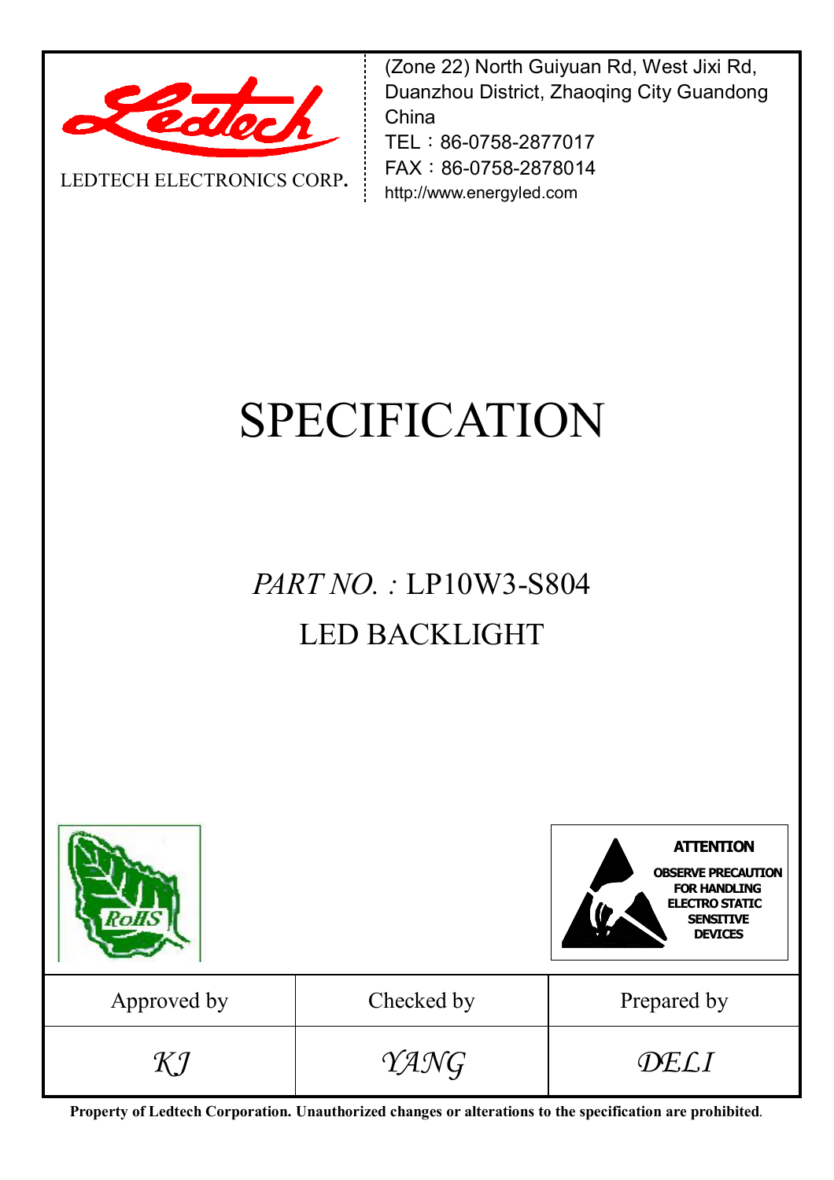LEDTECH ELECTRONICS CORP.

(Zone 22) North Guiyuan Rd, West Jixi Rd, Duanzhou District, Zhaoqing City Guandong China
TEL：86-0758-2877017
FAX：86-0758-2878014
http://www.energyled.com

# SPECIFICATION

## *PART NO. :* LP10W3-S804

## LED BACKLIGHT

RoHS

**ATTENTION**

**OBSERVE PRECAUTION FOR HANDLING ELECTRO STATIC SENSITIVE DEVICES**

| Approved by | Checked by | Prepared by |
|---|---|---|
| *KJ* | *YANG* | *DELI* |

**Property of Ledtech Corporation. Unauthorized changes or alterations to the specification are prohibited.**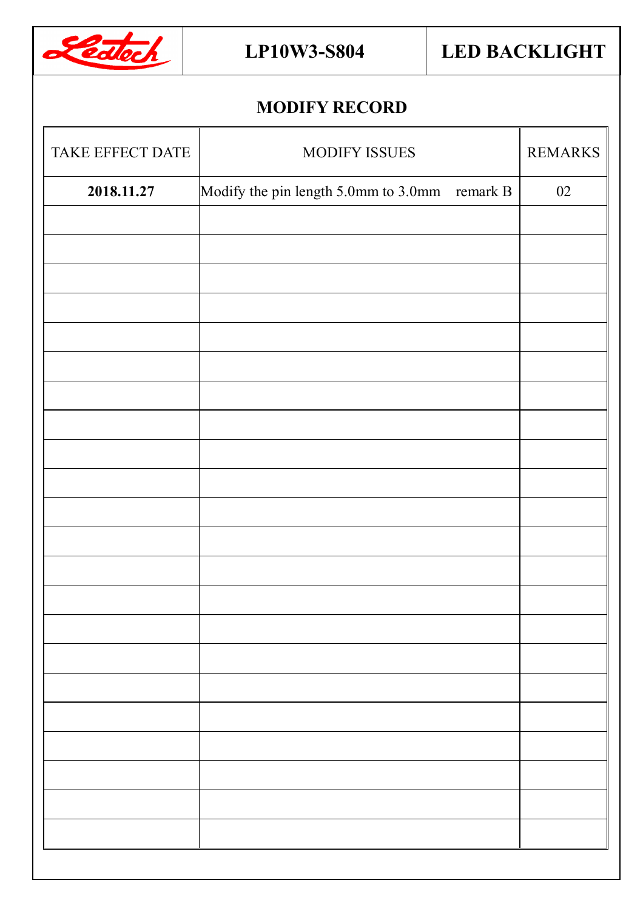## MODIFY RECORD

| TAKE EFFECT DATE | MODIFY ISSUES | REMARKS |
|---|---|---|
| **2018.11.27** | Modify the pin length 5.0mm to 3.0mm remark B | 02 |
| | | |
| | | |
| | | |
| | | |
| | | |
| | | |
| | | |
| | | |
| | | |
| | | |
| | | |
| | | |
| | | |
| | | |
| | | |
| | | |
| | | |
| | | |
| | | |
| | | |
| | | |
| | | |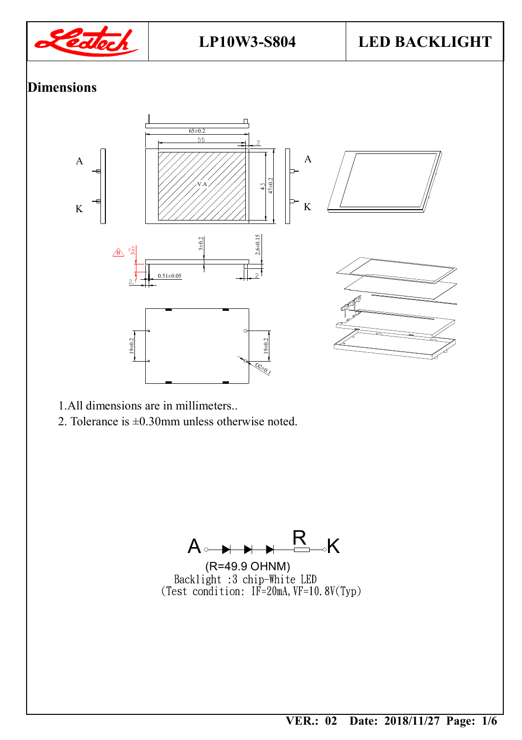## Dimensions

1.All dimensions are in millimeters..

2. Tolerance is ±0.30mm unless otherwise noted.

(R=49.9 OHNM)

Backlight :3 chip-White LED

(Test condition: IF=20mA,VF=10.8V(Typ)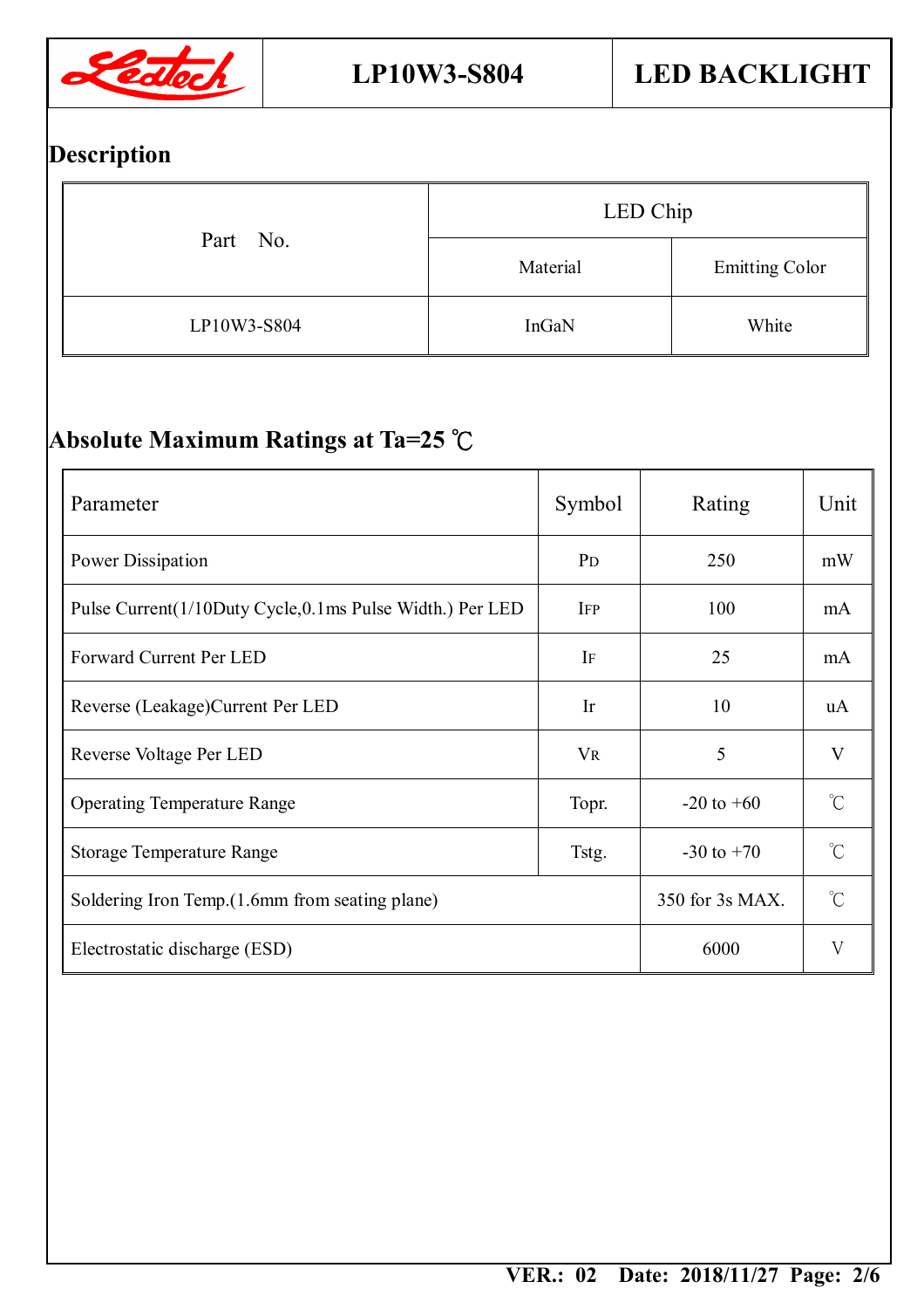| LP10W3-S804 | LED BACKLIGHT |
|---|---|

## Description

| Part No. | LED Chip | |
|---|---|---|
| | Material | Emitting Color |
| LP10W3-S804 | InGaN | White |

## Absolute Maximum Ratings at Ta=25 ℃

| Parameter | Symbol | Rating | Unit |
|---|---|---|---|
| Power Dissipation | $P_D$ | 250 | mW |
| Pulse Current(1/10Duty Cycle,0.1ms Pulse Width.) Per LED | $I_{FP}$ | 100 | mA |
| Forward Current Per LED | $I_F$ | 25 | mA |
| Reverse (Leakage)Current Per LED | Ir | 10 | uA |
| Reverse Voltage Per LED | $V_R$ | 5 | V |
| Operating Temperature Range | Topr. | -20 to +60 | ℃ |
| Storage Temperature Range | Tstg. | -30 to +70 | ℃ |
| Soldering Iron Temp.(1.6mm from seating plane) | | 350 for 3s MAX. | ℃ |
| Electrostatic discharge (ESD) | | 6000 | V |

VER.: 02 Date: 2018/11/27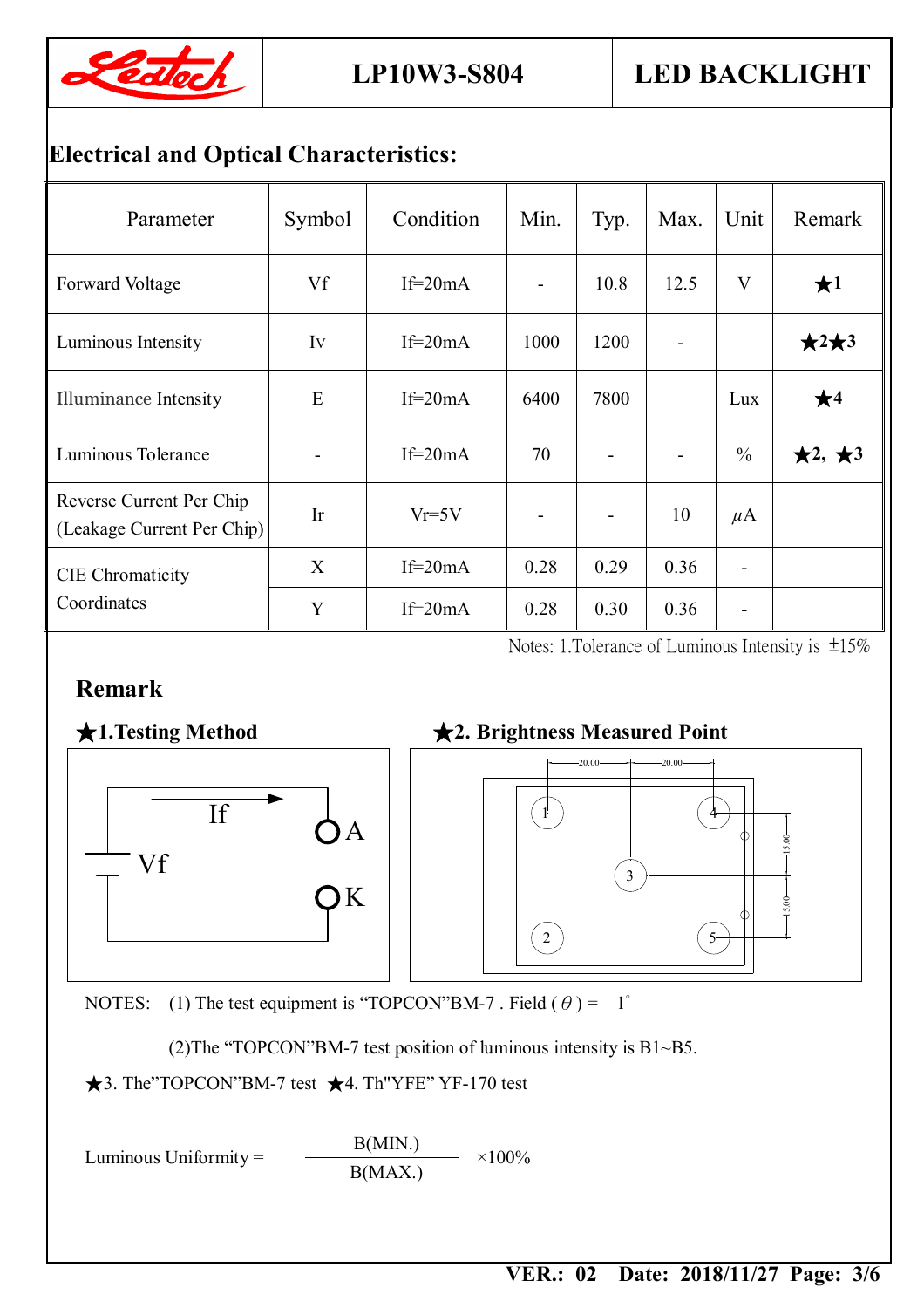## Electrical and Optical Characteristics:

| Parameter | Symbol | Condition | Min. | Typ. | Max. | Unit | Remark |
|---|---|---|---|---|---|---|---|
| Forward Voltage | Vf | If=20mA | - | 10.8 | 12.5 | V | ★1 |
| Luminous Intensity | Iv | If=20mA | 1000 | 1200 | - | | ★2★3 |
| Illuminance Intensity | E | If=20mA | 6400 | 7800 | | Lux | ★4 |
| Luminous Tolerance | - | If=20mA | 70 | - | - | % | ★2, ★3 |
| Reverse Current Per Chip (Leakage Current Per Chip) | Ir | Vr=5V | - | - | 10 | $\mu$A | |
| CIE Chromaticity Coordinates | X | If=20mA | 0.28 | 0.29 | 0.36 | - | |
| | Y | If=20mA | 0.28 | 0.30 | 0.36 | - | |

Notes: 1.Tolerance of Luminous Intensity is ±15%

### Remark

**★1.Testing Method**

If

Vf

A

K

**★2. Brightness Measured Point**

20.00 20.00

15.00

15.00

1 2 3 4 5

NOTES: (1) The test equipment is "TOPCON"BM-7 . Field ( $\theta$ ) = 1°

(2)The "TOPCON"BM-7 test position of luminous intensity is B1~B5.

★3. The"TOPCON"BM-7 test ★4. Th"YFE" YF-170 test

$$\text{Luminous Uniformity} = \frac{B(MIN.)}{B(MAX.)} \times 100\%$$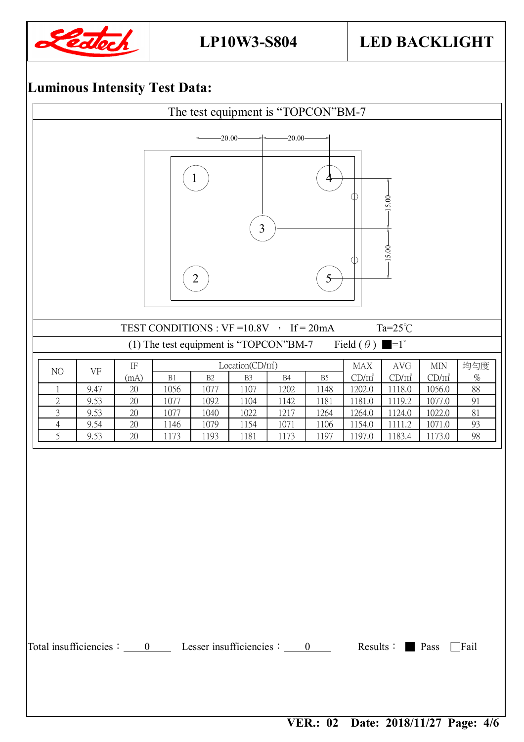## Luminous Intensity Test Data:

The test equipment is "TOPCON"BM-7

20.00 20.00

1 4

3

2 5

15.00

15.00

TEST CONDITIONS : VF =10.8V ， If = 20mA Ta=25℃

(1) The test equipment is "TOPCON"BM-7 Field ( θ ) ■=1°

| NO | VF | IF (mA) | Location(CD/m²) | | | | | MAX CD/m² | AVG CD/m² | MIN CD/m² | 均匀度 % |
|---|---|---|---|---|---|---|---|---|---|---|---|
| | | | B1 | B2 | B3 | B4 | B5 | | | | |
| 1 | 9.47 | 20 | 1056 | 1077 | 1107 | 1202 | 1148 | 1202.0 | 1118.0 | 1056.0 | 88 |
| 2 | 9.53 | 20 | 1077 | 1092 | 1104 | 1142 | 1181 | 1181.0 | 1119.2 | 1077.0 | 91 |
| 3 | 9.53 | 20 | 1077 | 1040 | 1022 | 1217 | 1264 | 1264.0 | 1124.0 | 1022.0 | 81 |
| 4 | 9.54 | 20 | 1146 | 1079 | 1154 | 1071 | 1106 | 1154.0 | 1111.2 | 1071.0 | 93 |
| 5 | 9.53 | 20 | 1173 | 1193 | 1181 | 1173 | 1197 | 1197.0 | 1183.4 | 1173.0 | 98 |

Total insufficiencies : 0 Lesser insufficiencies : 0 Results : ■ Pass □Fail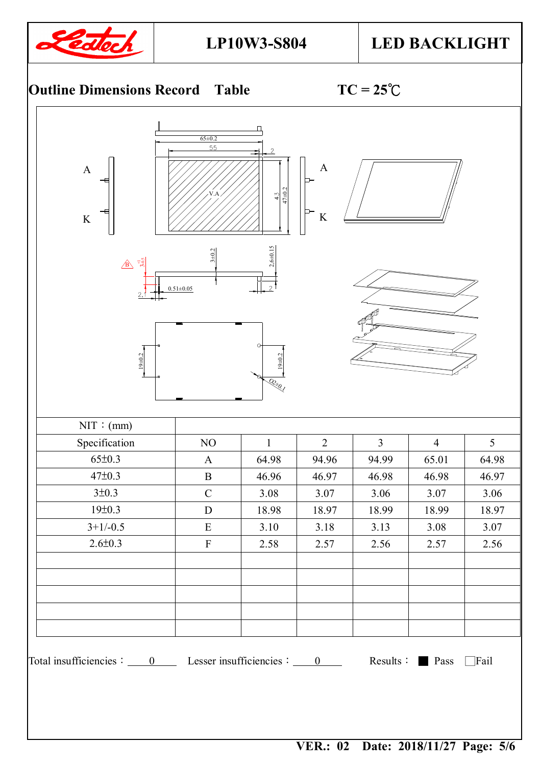LP10W3-S804

LED BACKLIGHT

## Outline Dimensions Record　Table

TC = 25℃

65±0.2
55
2
V.A
43
47±0.2
A
K
A
K
3±0.2
2.6±0.15
B
3 +1/-0.5
0.51±0.05
2.1
2
19±0.2
19±0.2
Ø2±0.1

| NIT：(mm) | | | | | | |
|---|---|---|---|---|---|---|
| Specification | NO | 1 | 2 | 3 | 4 | 5 |
| 65±0.3 | A | 64.98 | 94.96 | 94.99 | 65.01 | 64.98 |
| 47±0.3 | B | 46.96 | 46.97 | 46.98 | 46.98 | 46.97 |
| 3±0.3 | C | 3.08 | 3.07 | 3.06 | 3.07 | 3.06 |
| 19±0.3 | D | 18.98 | 18.97 | 18.99 | 18.99 | 18.97 |
| 3+1/-0.5 | E | 3.10 | 3.18 | 3.13 | 3.08 | 3.07 |
| 2.6±0.3 | F | 2.58 | 2.57 | 2.56 | 2.57 | 2.56 |
| | | | | | | |
| | | | | | | |
| | | | | | | |
| | | | | | | |
| | | | | | | |

Total insufficiencies：0　　Lesser insufficiencies：0　　Results：■ Pass　□Fail

VER.: 02　Date: 2018/11/27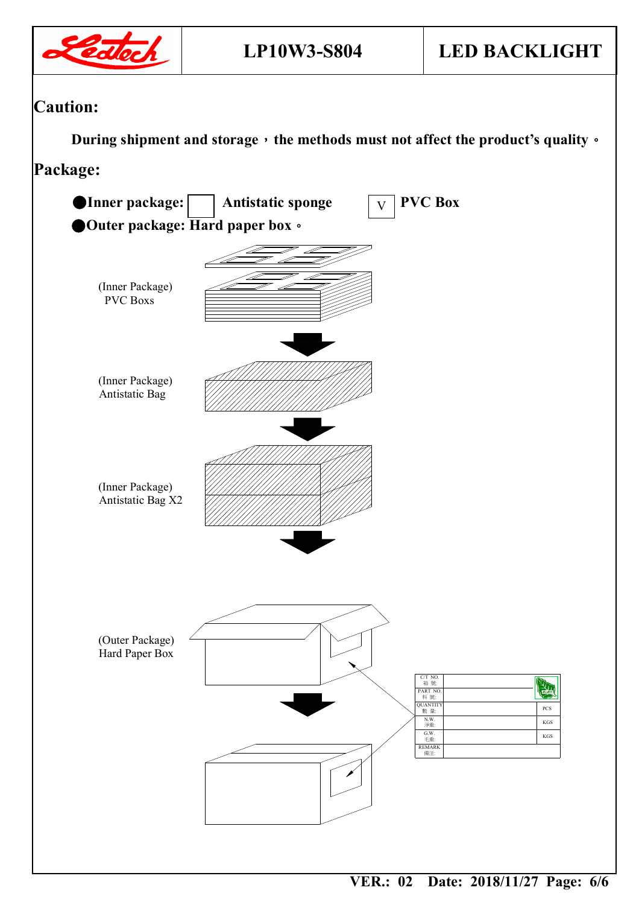## Caution:

**During shipment and storage，the methods must not affect the product's quality。**

## Package:

- **Inner package:** ☐ **Antistatic sponge** ☑ **PVC Box**
- **Outer package: Hard paper box。**

(Inner Package)
PVC Boxs

(Inner Package)
Antistatic Bag

(Inner Package)
Antistatic Bag X2

(Outer Package)
Hard Paper Box

| | | |
|---|---|---|
| C/T NO. 箱 號: | | |
| PART NO. 料 號: | | |
| QUANTITY 數 量: | | PCS |
| N.W. 淨重: | | KGS |
| G.W. 毛重: | | KGS |
| REMARK 備注: | | |